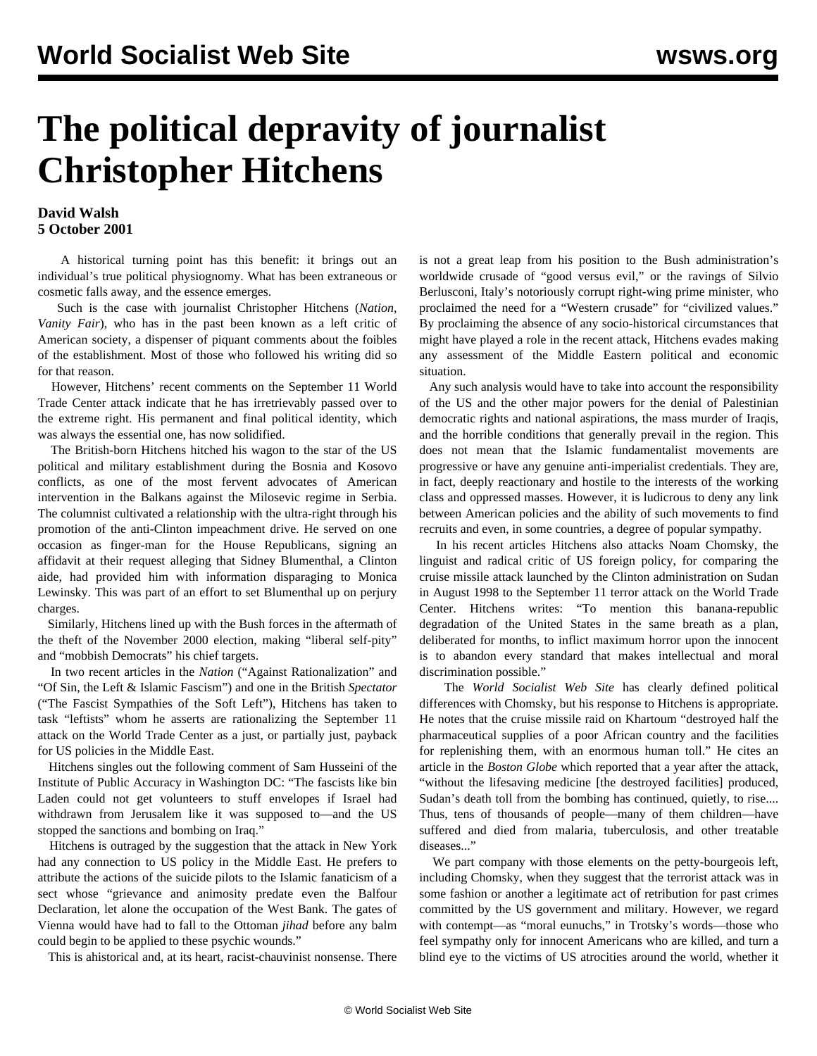# The political depravity of journalist Christopher Hitchens

**David Walsh**
**5 October 2001**

A historical turning point has this benefit: it brings out an individual's true political physiognomy. What has been extraneous or cosmetic falls away, and the essence emerges.

Such is the case with journalist Christopher Hitchens (*Nation*, *Vanity Fair*), who has in the past been known as a left critic of American society, a dispenser of piquant comments about the foibles of the establishment. Most of those who followed his writing did so for that reason.

However, Hitchens' recent comments on the September 11 World Trade Center attack indicate that he has irretrievably passed over to the extreme right. His permanent and final political identity, which was always the essential one, has now solidified.

The British-born Hitchens hitched his wagon to the star of the US political and military establishment during the Bosnia and Kosovo conflicts, as one of the most fervent advocates of American intervention in the Balkans against the Milosevic regime in Serbia. The columnist cultivated a relationship with the ultra-right through his promotion of the anti-Clinton impeachment drive. He served on one occasion as finger-man for the House Republicans, signing an affidavit at their request alleging that Sidney Blumenthal, a Clinton aide, had provided him with information disparaging to Monica Lewinsky. This was part of an effort to set Blumenthal up on perjury charges.

Similarly, Hitchens lined up with the Bush forces in the aftermath of the theft of the November 2000 election, making "liberal self-pity" and "mobbish Democrats" his chief targets.

In two recent articles in the *Nation* ("Against Rationalization" and "Of Sin, the Left & Islamic Fascism") and one in the British *Spectator* ("The Fascist Sympathies of the Soft Left"), Hitchens has taken to task "leftists" whom he asserts are rationalizing the September 11 attack on the World Trade Center as a just, or partially just, payback for US policies in the Middle East.

Hitchens singles out the following comment of Sam Husseini of the Institute of Public Accuracy in Washington DC: "The fascists like bin Laden could not get volunteers to stuff envelopes if Israel had withdrawn from Jerusalem like it was supposed to—and the US stopped the sanctions and bombing on Iraq."

Hitchens is outraged by the suggestion that the attack in New York had any connection to US policy in the Middle East. He prefers to attribute the actions of the suicide pilots to the Islamic fanaticism of a sect whose "grievance and animosity predate even the Balfour Declaration, let alone the occupation of the West Bank. The gates of Vienna would have had to fall to the Ottoman *jihad* before any balm could begin to be applied to these psychic wounds."

This is ahistorical and, at its heart, racist-chauvinist nonsense. There is not a great leap from his position to the Bush administration's worldwide crusade of "good versus evil," or the ravings of Silvio Berlusconi, Italy's notoriously corrupt right-wing prime minister, who proclaimed the need for a "Western crusade" for "civilized values." By proclaiming the absence of any socio-historical circumstances that might have played a role in the recent attack, Hitchens evades making any assessment of the Middle Eastern political and economic situation.

Any such analysis would have to take into account the responsibility of the US and the other major powers for the denial of Palestinian democratic rights and national aspirations, the mass murder of Iraqis, and the horrible conditions that generally prevail in the region. This does not mean that the Islamic fundamentalist movements are progressive or have any genuine anti-imperialist credentials. They are, in fact, deeply reactionary and hostile to the interests of the working class and oppressed masses. However, it is ludicrous to deny any link between American policies and the ability of such movements to find recruits and even, in some countries, a degree of popular sympathy.

In his recent articles Hitchens also attacks Noam Chomsky, the linguist and radical critic of US foreign policy, for comparing the cruise missile attack launched by the Clinton administration on Sudan in August 1998 to the September 11 terror attack on the World Trade Center. Hitchens writes: "To mention this banana-republic degradation of the United States in the same breath as a plan, deliberated for months, to inflict maximum horror upon the innocent is to abandon every standard that makes intellectual and moral discrimination possible."

The *World Socialist Web Site* has clearly defined political differences with Chomsky, but his response to Hitchens is appropriate. He notes that the cruise missile raid on Khartoum "destroyed half the pharmaceutical supplies of a poor African country and the facilities for replenishing them, with an enormous human toll." He cites an article in the *Boston Globe* which reported that a year after the attack, "without the lifesaving medicine [the destroyed facilities] produced, Sudan's death toll from the bombing has continued, quietly, to rise.... Thus, tens of thousands of people—many of them children—have suffered and died from malaria, tuberculosis, and other treatable diseases..."

We part company with those elements on the petty-bourgeois left, including Chomsky, when they suggest that the terrorist attack was in some fashion or another a legitimate act of retribution for past crimes committed by the US government and military. However, we regard with contempt—as "moral eunuchs," in Trotsky's words—those who feel sympathy only for innocent Americans who are killed, and turn a blind eye to the victims of US atrocities around the world, whether it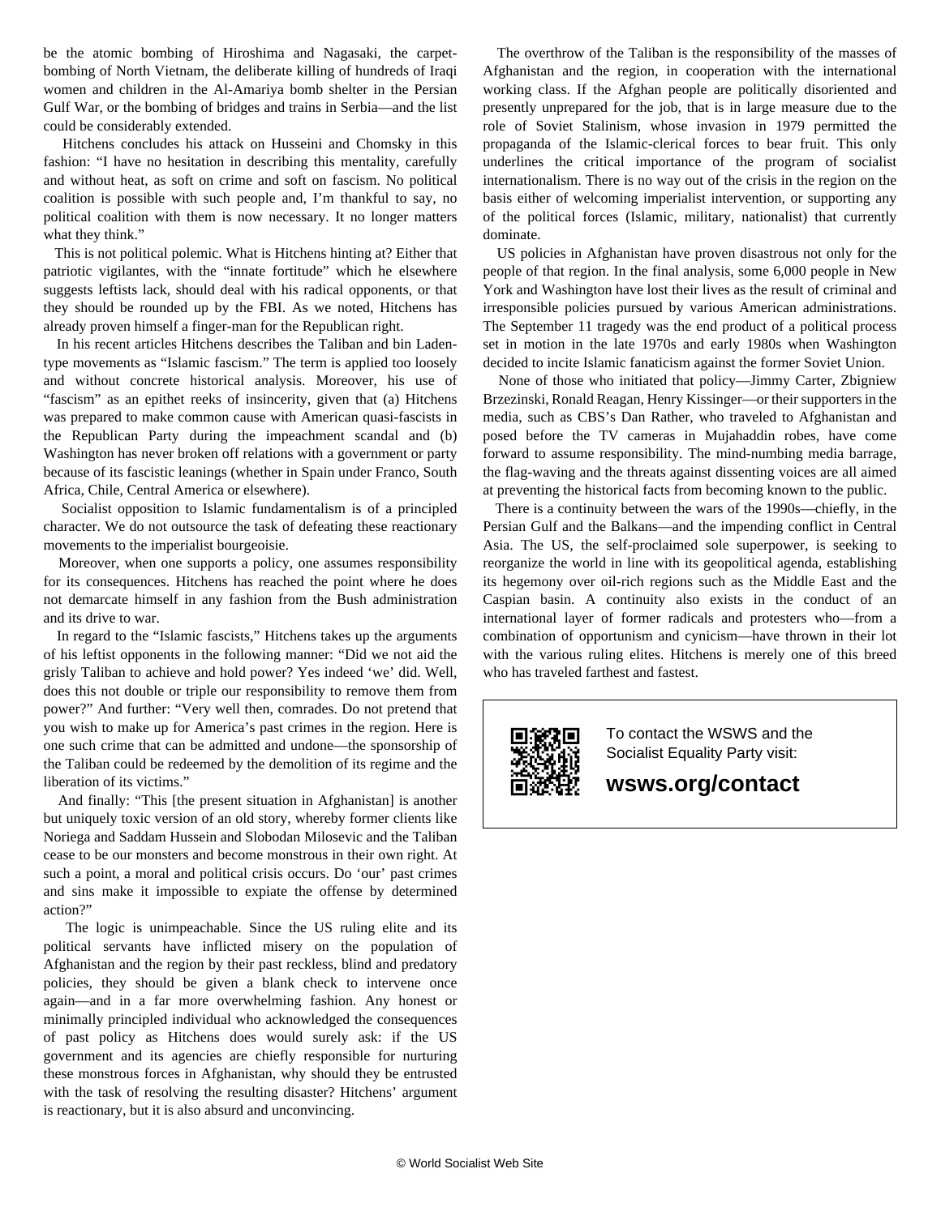be the atomic bombing of Hiroshima and Nagasaki, the carpet-bombing of North Vietnam, the deliberate killing of hundreds of Iraqi women and children in the Al-Amariya bomb shelter in the Persian Gulf War, or the bombing of bridges and trains in Serbia—and the list could be considerably extended.

Hitchens concludes his attack on Husseini and Chomsky in this fashion: "I have no hesitation in describing this mentality, carefully and without heat, as soft on crime and soft on fascism. No political coalition is possible with such people and, I'm thankful to say, no political coalition with them is now necessary. It no longer matters what they think."

This is not political polemic. What is Hitchens hinting at? Either that patriotic vigilantes, with the "innate fortitude" which he elsewhere suggests leftists lack, should deal with his radical opponents, or that they should be rounded up by the FBI. As we noted, Hitchens has already proven himself a finger-man for the Republican right.

In his recent articles Hitchens describes the Taliban and bin Laden-type movements as "Islamic fascism." The term is applied too loosely and without concrete historical analysis. Moreover, his use of "fascism" as an epithet reeks of insincerity, given that (a) Hitchens was prepared to make common cause with American quasi-fascists in the Republican Party during the impeachment scandal and (b) Washington has never broken off relations with a government or party because of its fascistic leanings (whether in Spain under Franco, South Africa, Chile, Central America or elsewhere).

Socialist opposition to Islamic fundamentalism is of a principled character. We do not outsource the task of defeating these reactionary movements to the imperialist bourgeoisie.

Moreover, when one supports a policy, one assumes responsibility for its consequences. Hitchens has reached the point where he does not demarcate himself in any fashion from the Bush administration and its drive to war.

In regard to the "Islamic fascists," Hitchens takes up the arguments of his leftist opponents in the following manner: "Did we not aid the grisly Taliban to achieve and hold power? Yes indeed 'we' did. Well, does this not double or triple our responsibility to remove them from power?" And further: "Very well then, comrades. Do not pretend that you wish to make up for America's past crimes in the region. Here is one such crime that can be admitted and undone—the sponsorship of the Taliban could be redeemed by the demolition of its regime and the liberation of its victims."

And finally: "This [the present situation in Afghanistan] is another but uniquely toxic version of an old story, whereby former clients like Noriega and Saddam Hussein and Slobodan Milosevic and the Taliban cease to be our monsters and become monstrous in their own right. At such a point, a moral and political crisis occurs. Do 'our' past crimes and sins make it impossible to expiate the offense by determined action?"

The logic is unimpeachable. Since the US ruling elite and its political servants have inflicted misery on the population of Afghanistan and the region by their past reckless, blind and predatory policies, they should be given a blank check to intervene once again—and in a far more overwhelming fashion. Any honest or minimally principled individual who acknowledged the consequences of past policy as Hitchens does would surely ask: if the US government and its agencies are chiefly responsible for nurturing these monstrous forces in Afghanistan, why should they be entrusted with the task of resolving the resulting disaster? Hitchens' argument is reactionary, but it is also absurd and unconvincing.

The overthrow of the Taliban is the responsibility of the masses of Afghanistan and the region, in cooperation with the international working class. If the Afghan people are politically disoriented and presently unprepared for the job, that is in large measure due to the role of Soviet Stalinism, whose invasion in 1979 permitted the propaganda of the Islamic-clerical forces to bear fruit. This only underlines the critical importance of the program of socialist internationalism. There is no way out of the crisis in the region on the basis either of welcoming imperialist intervention, or supporting any of the political forces (Islamic, military, nationalist) that currently dominate.

US policies in Afghanistan have proven disastrous not only for the people of that region. In the final analysis, some 6,000 people in New York and Washington have lost their lives as the result of criminal and irresponsible policies pursued by various American administrations. The September 11 tragedy was the end product of a political process set in motion in the late 1970s and early 1980s when Washington decided to incite Islamic fanaticism against the former Soviet Union.

None of those who initiated that policy—Jimmy Carter, Zbigniew Brzezinski, Ronald Reagan, Henry Kissinger—or their supporters in the media, such as CBS's Dan Rather, who traveled to Afghanistan and posed before the TV cameras in Mujahaddin robes, have come forward to assume responsibility. The mind-numbing media barrage, the flag-waving and the threats against dissenting voices are all aimed at preventing the historical facts from becoming known to the public.

There is a continuity between the wars of the 1990s—chiefly, in the Persian Gulf and the Balkans—and the impending conflict in Central Asia. The US, the self-proclaimed sole superpower, is seeking to reorganize the world in line with its geopolitical agenda, establishing its hegemony over oil-rich regions such as the Middle East and the Caspian basin. A continuity also exists in the conduct of an international layer of former radicals and protesters who—from a combination of opportunism and cynicism—have thrown in their lot with the various ruling elites. Hitchens is merely one of this breed who has traveled farthest and fastest.

To contact the WSWS and the Socialist Equality Party visit:

**wsws.org/contact**